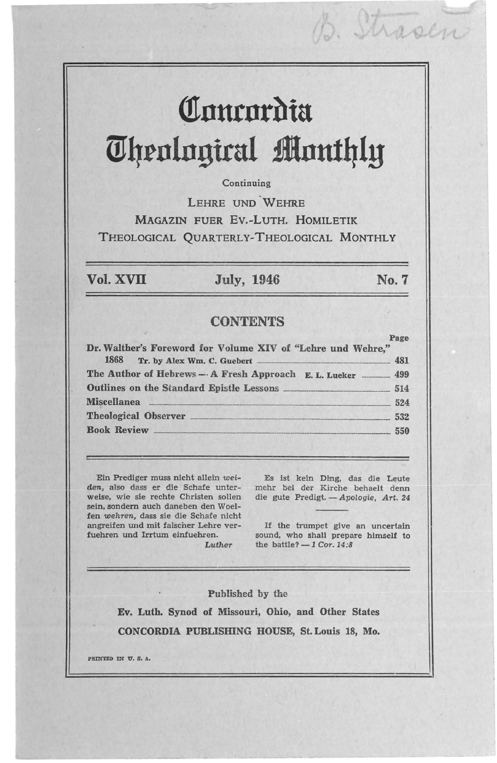B. Strasen

# Concordia Theological Monthly

Continuing

LEHRE UND WEHRE

MAGAZIN FUER EV.-LUTH. HOMILETIK

THEOLOGICAL QUARTERLY-THEOLOGICAL MONTHLY

**Vol. XVII** **July, 1946** **No. 7**

## CONTENTS

| | Page |
|---|---|
| **Dr. Walther's Foreword for Volume XIV of "Lehre und Wehre," 1868** Tr. by Alex Wm. C. Guebert | 481 |
| **The Author of Hebrews — A Fresh Approach** E. L. Lueker | 499 |
| **Outlines on the Standard Epistle Lessons** | 514 |
| **Miscellanea** | 524 |
| **Theological Observer** | 532 |
| **Book Review** | 550 |

Ein Prediger muss nicht allein *weiden*, also dass er die Schafe unterweise, wie sie rechte Christen sollen sein, sondern auch daneben den Woelfen *wehren*, dass sie die Schafe nicht angreifen und mit falscher Lehre verfuehren und Irrtum einfuehren.
*Luther*

Es ist kein Ding, das die Leute mehr bei der Kirche behaelt denn die gute Predigt. — *Apologie, Art. 24*

If the trumpet give an uncertain sound, who shall prepare himself to the battle? — *1 Cor. 14:8*

Published by the

**Ev. Luth. Synod of Missouri, Ohio, and Other States**

**CONCORDIA PUBLISHING HOUSE, St. Louis 18, Mo.**

PRINTED IN U. S. A.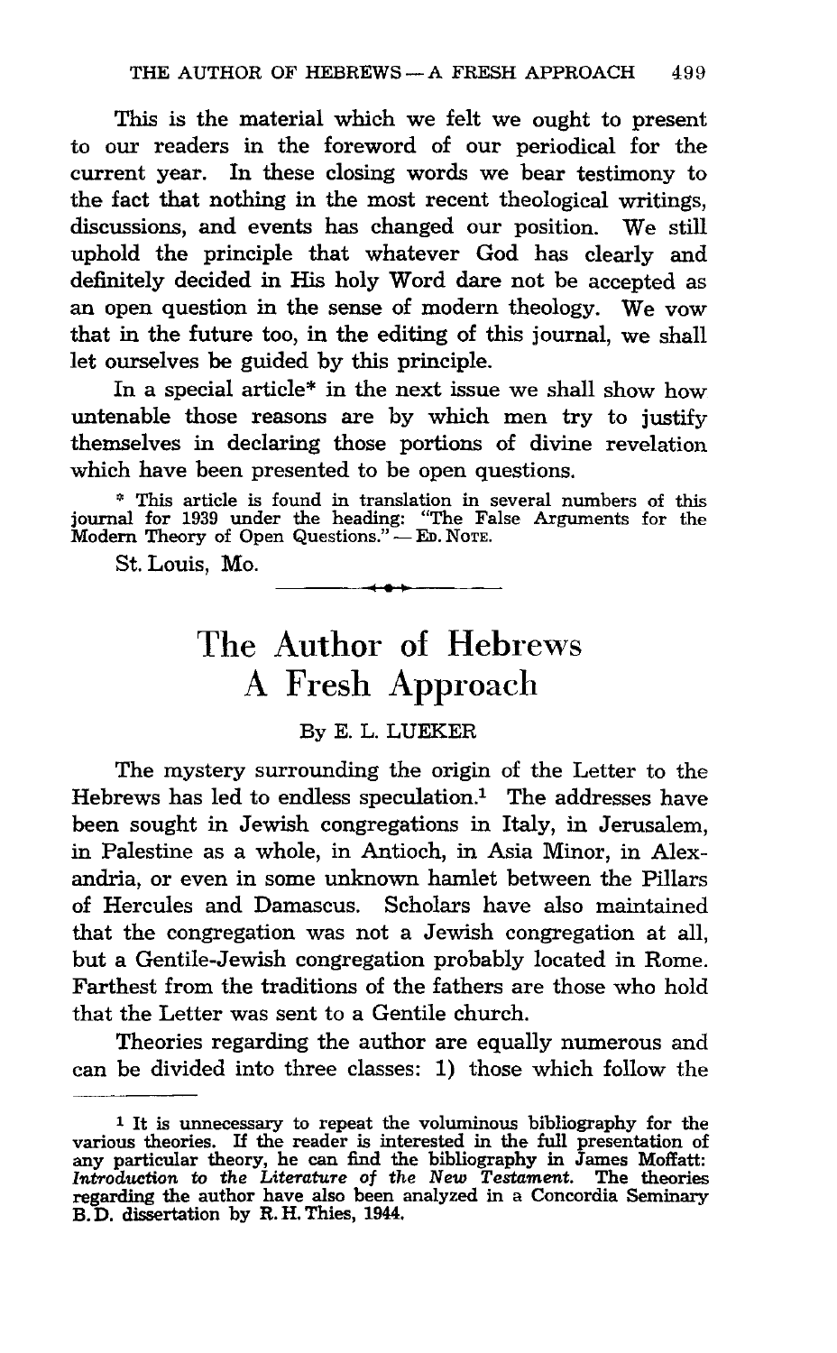This is the material which we felt we ought to present to our readers in the foreword of our periodical for the current year. In these closing words we bear testimony to the fact that nothing in the most recent theological writings, discussions, and events has changed our position. We still uphold the principle that whatever God has clearly and definitely decided in His holy Word dare not be accepted as an open question in the sense of modern theology. We vow that in the future too, in the editing of this journal, we shall let ourselves be guided by this principle.

In a special article* in the next issue we shall show how untenable those reasons are by which men try to justify themselves in declaring those portions of divine revelation which have been presented to be open questions.

\* This article is found in translation in several numbers of this journal for 1939 under the heading: "The False Arguments for the Modern Theory of Open Questions." — ED. NOTE.

St. Louis, Mo.

# The Author of Hebrews A Fresh Approach

By E. L. LUEKER

The mystery surrounding the origin of the Letter to the Hebrews has led to endless speculation.[1] The addresses have been sought in Jewish congregations in Italy, in Jerusalem, in Palestine as a whole, in Antioch, in Asia Minor, in Alexandria, or even in some unknown hamlet between the Pillars of Hercules and Damascus. Scholars have also maintained that the congregation was not a Jewish congregation at all, but a Gentile-Jewish congregation probably located in Rome. Farthest from the traditions of the fathers are those who hold that the Letter was sent to a Gentile church.

Theories regarding the author are equally numerous and can be divided into three classes: 1) those which follow the

[1] It is unnecessary to repeat the voluminous bibliography for the various theories. If the reader is interested in the full presentation of any particular theory, he can find the bibliography in James Moffatt: *Introduction to the Literature of the New Testament*. The theories regarding the author have also been analyzed in a Concordia Seminary B.D. dissertation by R. H. Thies, 1944.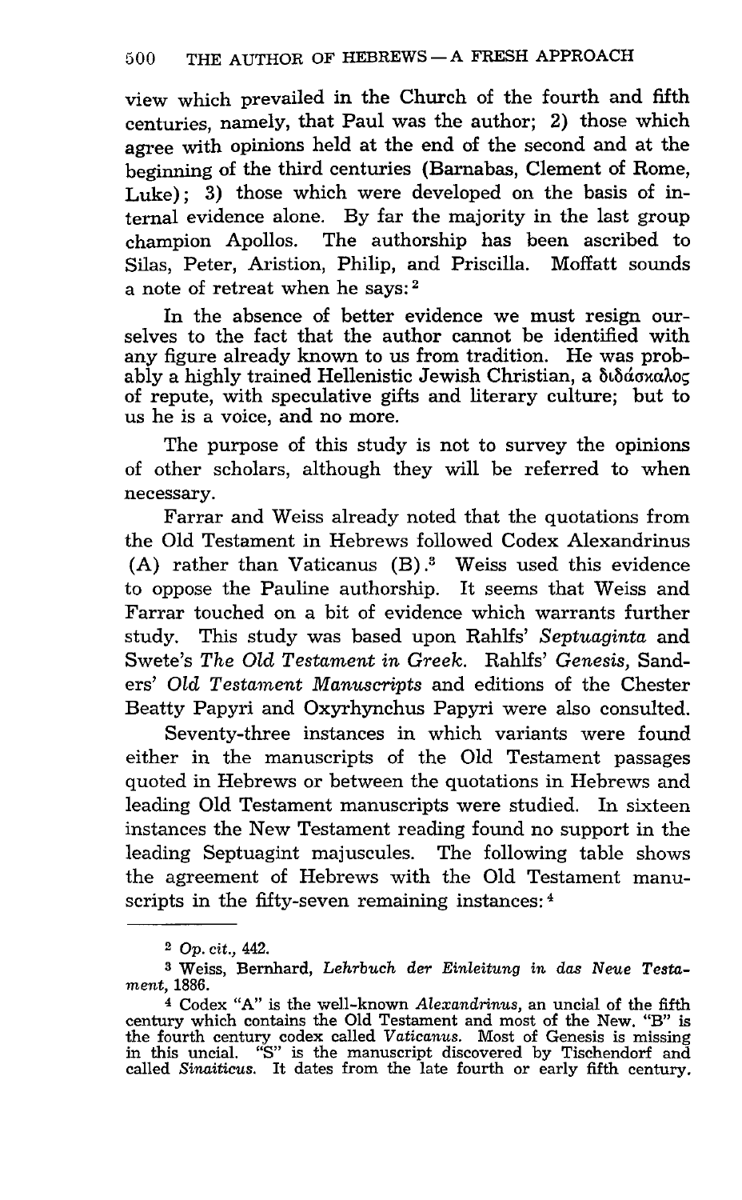view which prevailed in the Church of the fourth and fifth centuries, namely, that Paul was the author; 2) those which agree with opinions held at the end of the second and at the beginning of the third centuries (Barnabas, Clement of Rome, Luke); 3) those which were developed on the basis of internal evidence alone. By far the majority in the last group champion Apollos. The authorship has been ascribed to Silas, Peter, Aristion, Philip, and Priscilla. Moffatt sounds a note of retreat when he says:[2]

> In the absence of better evidence we must resign ourselves to the fact that the author cannot be identified with any figure already known to us from tradition. He was probably a highly trained Hellenistic Jewish Christian, a διδάσκαλος of repute, with speculative gifts and literary culture; but to us he is a voice, and no more.

The purpose of this study is not to survey the opinions of other scholars, although they will be referred to when necessary.

Farrar and Weiss already noted that the quotations from the Old Testament in Hebrews followed Codex Alexandrinus (A) rather than Vaticanus (B).[3] Weiss used this evidence to oppose the Pauline authorship. It seems that Weiss and Farrar touched on a bit of evidence which warrants further study. This study was based upon Rahlfs' *Septuaginta* and Swete's *The Old Testament in Greek.* Rahlfs' *Genesis,* Sanders' *Old Testament Manuscripts* and editions of the Chester Beatty Papyri and Oxyrhynchus Papyri were also consulted.

Seventy-three instances in which variants were found either in the manuscripts of the Old Testament passages quoted in Hebrews or between the quotations in Hebrews and leading Old Testament manuscripts were studied. In sixteen instances the New Testament reading found no support in the leading Septuagint majuscules. The following table shows the agreement of Hebrews with the Old Testament manuscripts in the fifty-seven remaining instances:[4]

---

[2] *Op. cit.,* 442.

[3] Weiss, Bernhard, *Lehrbuch der Einleitung in das Neue Testament,* 1886.

[4] Codex "A" is the well-known *Alexandrinus,* an uncial of the fifth century which contains the Old Testament and most of the New. "B" is the fourth century codex called *Vaticanus.* Most of Genesis is missing in this uncial. "S" is the manuscript discovered by Tischendorf and called *Sinaiticus.* It dates from the late fourth or early fifth century.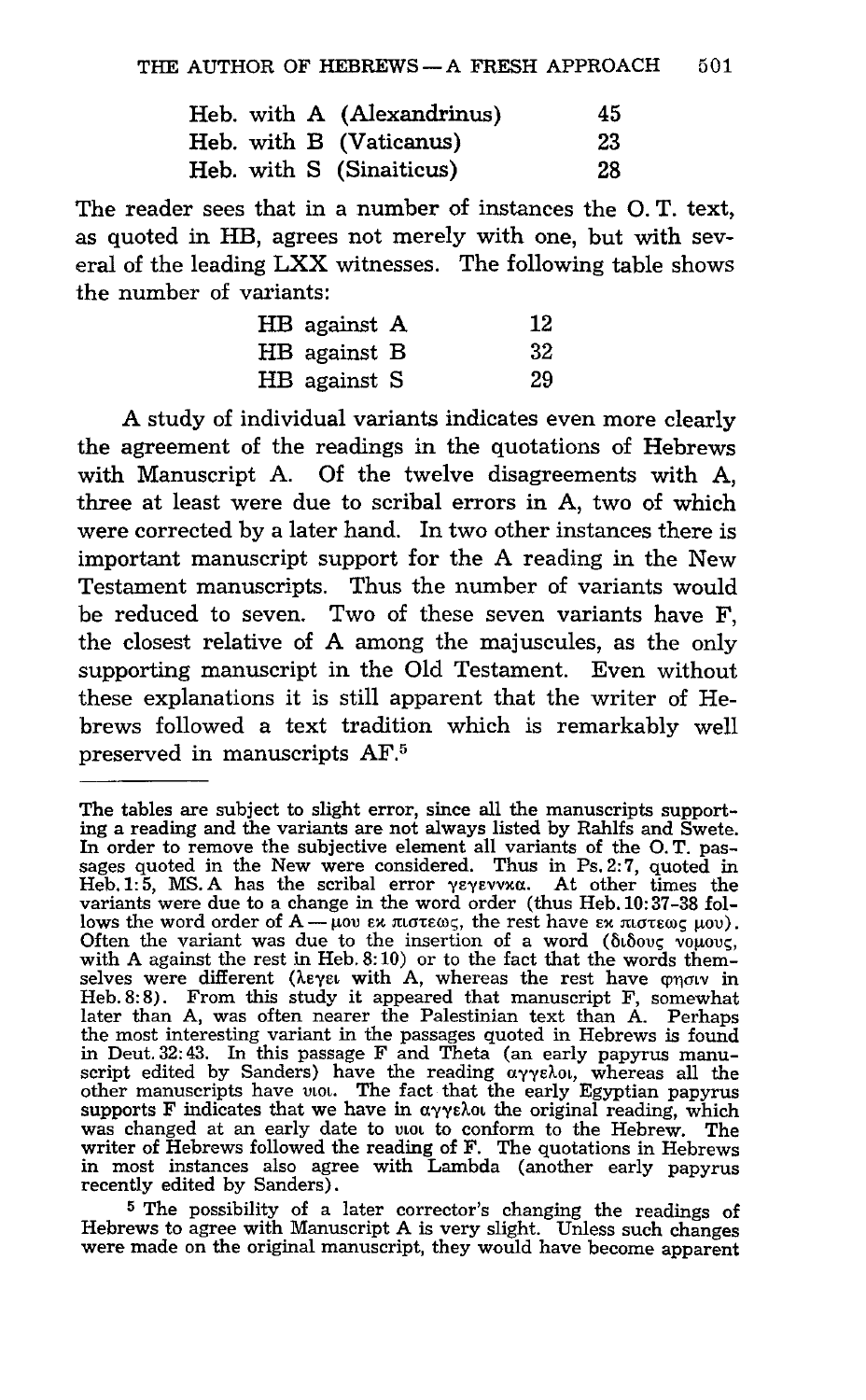| | |
|---|---|
| Heb. with A (Alexandrinus) | 45 |
| Heb. with B (Vaticanus) | 23 |
| Heb. with S (Sinaiticus) | 28 |

The reader sees that in a number of instances the O. T. text, as quoted in HB, agrees not merely with one, but with several of the leading LXX witnesses. The following table shows the number of variants:

| | |
|---|---|
| HB against A | 12 |
| HB against B | 32 |
| HB against S | 29 |

A study of individual variants indicates even more clearly the agreement of the readings in the quotations of Hebrews with Manuscript A. Of the twelve disagreements with A, three at least were due to scribal errors in A, two of which were corrected by a later hand. In two other instances there is important manuscript support for the A reading in the New Testament manuscripts. Thus the number of variants would be reduced to seven. Two of these seven variants have F, the closest relative of A among the majuscules, as the only supporting manuscript in the Old Testament. Even without these explanations it is still apparent that the writer of Hebrews followed a text tradition which is remarkably well preserved in manuscripts AF.[5]

---

The tables are subject to slight error, since all the manuscripts supporting a reading and the variants are not always listed by Rahlfs and Swete. In order to remove the subjective element all variants of the O. T. passages quoted in the New were considered. Thus in Ps. 2:7, quoted in Heb. 1:5, MS. A has the scribal error γεγεννκα. At other times the variants were due to a change in the word order (thus Heb. 10:37-38 follows the word order of A — μου εκ πιστεως, the rest have εκ πιστεως μου). Often the variant was due to the insertion of a word (διδους νομους, with A against the rest in Heb. 8:10) or to the fact that the words themselves were different (λεγει with A, whereas the rest have φησιν in Heb. 8:8). From this study it appeared that manuscript F, somewhat later than A, was often nearer the Palestinian text than A. Perhaps the most interesting variant in the passages quoted in Hebrews is found in Deut. 32:43. In this passage F and Theta (an early papyrus manuscript edited by Sanders) have the reading αγγελοι, whereas all the other manuscripts have υιοι. The fact that the early Egyptian papyrus supports F indicates that we have in αγγελοι the original reading, which was changed at an early date to υιοι to conform to the Hebrew. The writer of Hebrews followed the reading of F. The quotations in Hebrews in most instances also agree with Lambda (another early papyrus recently edited by Sanders).

[5] The possibility of a later corrector's changing the readings of Hebrews to agree with Manuscript A is very slight. Unless such changes were made on the original manuscript, they would have become apparent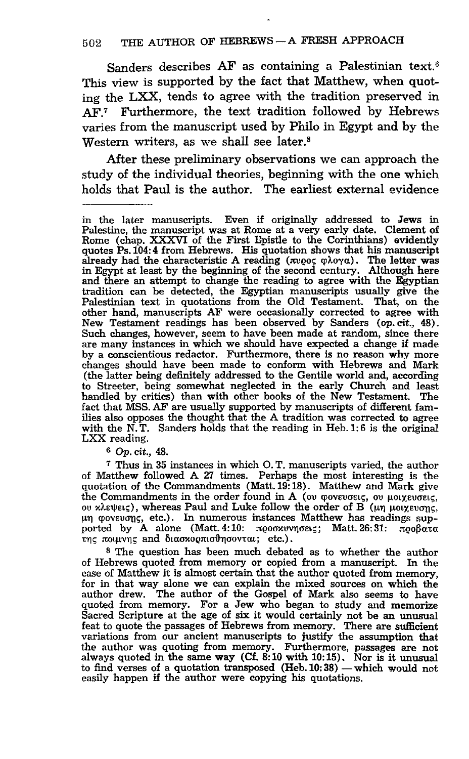Sanders describes AF as containing a Palestinian text.[6] This view is supported by the fact that Matthew, when quoting the LXX, tends to agree with the tradition preserved in AF.[7] Furthermore, the text tradition followed by Hebrews varies from the manuscript used by Philo in Egypt and by the Western writers, as we shall see later.[8]

After these preliminary observations we can approach the study of the individual theories, beginning with the one which holds that Paul is the author. The earliest external evidence

---

in the later manuscripts. Even if originally addressed to Jews in Palestine, the manuscript was at Rome at a very early date. Clement of Rome (chap. XXXVI of the First Epistle to the Corinthians) evidently quotes Ps. 104:4 from Hebrews. His quotation shows that his manuscript already had the characteristic A reading (πυρος φλογα). The letter was in Egypt at least by the beginning of the second century. Although here and there an attempt to change the reading to agree with the Egyptian tradition can be detected, the Egyptian manuscripts usually give the Palestinian text in quotations from the Old Testament. That, on the other hand, manuscripts AF were occasionally corrected to agree with New Testament readings has been observed by Sanders (*op. cit.*, 48). Such changes, however, seem to have been made at random, since there are many instances in which we should have expected a change if made by a conscientious redactor. Furthermore, there is no reason why more changes should have been made to conform with Hebrews and Mark (the latter being definitely addressed to the Gentile world and, according to Streeter, being somewhat neglected in the early Church and least handled by critics) than with other books of the New Testament. The fact that MSS. AF are usually supported by manuscripts of different families also opposes the thought that the A tradition was corrected to agree with the N. T. Sanders holds that the reading in Heb. 1:6 is the original LXX reading.

[6] *Op. cit.*, 48.

[7] Thus in 35 instances in which O. T. manuscripts varied, the author of Matthew followed A 27 times. Perhaps the most interesting is the quotation of the Commandments (Matt. 19:18). Matthew and Mark give the Commandments in the order found in A (ου φονευσεις, ου μοιχευσεις, ου κλεψεις), whereas Paul and Luke follow the order of B (μη μοιχευσης, μη φονευσης, etc.). In numerous instances Matthew has readings supported by A alone (Matt. 4:10: προσκυνησεις; Matt. 26:31: προβατα της ποιμνης and διασκορπισθησονται; etc.).

[8] The question has been much debated as to whether the author of Hebrews quoted from memory or copied from a manuscript. In the case of Matthew it is almost certain that the author quoted from memory, for in that way alone we can explain the mixed sources on which the author drew. The author of the Gospel of Mark also seems to have quoted from memory. For a Jew who began to study and memorize Sacred Scripture at the age of six it would certainly not be an unusual feat to quote the passages of Hebrews from memory. There are sufficient variations from our ancient manuscripts to justify the assumption that the author was quoting from memory. Furthermore, passages are not always quoted in the same way (Cf. 8:10 with 10:15). Nor is it unusual to find verses of a quotation transposed (Heb. 10:38) — which would not easily happen if the author were copying his quotations.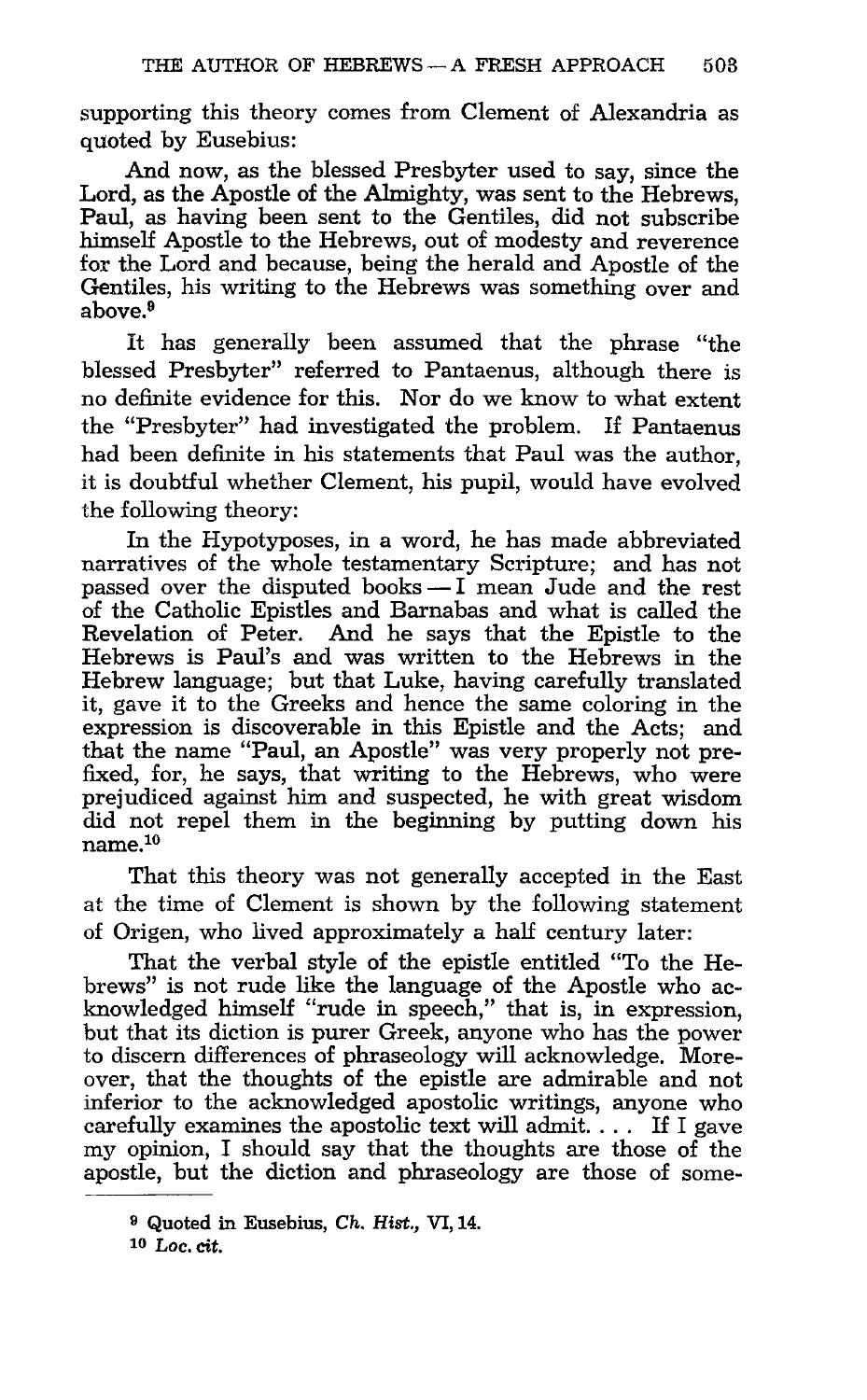supporting this theory comes from Clement of Alexandria as quoted by Eusebius:

> And now, as the blessed Presbyter used to say, since the Lord, as the Apostle of the Almighty, was sent to the Hebrews, Paul, as having been sent to the Gentiles, did not subscribe himself Apostle to the Hebrews, out of modesty and reverence for the Lord and because, being the herald and Apostle of the Gentiles, his writing to the Hebrews was something over and above.[9]

It has generally been assumed that the phrase "the blessed Presbyter" referred to Pantaenus, although there is no definite evidence for this. Nor do we know to what extent the "Presbyter" had investigated the problem. If Pantaenus had been definite in his statements that Paul was the author, it is doubtful whether Clement, his pupil, would have evolved the following theory:

> In the Hypotyposes, in a word, he has made abbreviated narratives of the whole testamentary Scripture; and has not passed over the disputed books — I mean Jude and the rest of the Catholic Epistles and Barnabas and what is called the Revelation of Peter. And he says that the Epistle to the Hebrews is Paul's and was written to the Hebrews in the Hebrew language; but that Luke, having carefully translated it, gave it to the Greeks and hence the same coloring in the expression is discoverable in this Epistle and the Acts; and that the name "Paul, an Apostle" was very properly not prefixed, for, he says, that writing to the Hebrews, who were prejudiced against him and suspected, he with great wisdom did not repel them in the beginning by putting down his name.[10]

That this theory was not generally accepted in the East at the time of Clement is shown by the following statement of Origen, who lived approximately a half century later:

> That the verbal style of the epistle entitled "To the Hebrews" is not rude like the language of the Apostle who acknowledged himself "rude in speech," that is, in expression, but that its diction is purer Greek, anyone who has the power to discern differences of phraseology will acknowledge. Moreover, that the thoughts of the epistle are admirable and not inferior to the acknowledged apostolic writings, anyone who carefully examines the apostolic text will admit. . . . If I gave my opinion, I should say that the thoughts are those of the apostle, but the diction and phraseology are those of some-

---

[9] Quoted in Eusebius, *Ch. Hist.*, VI, 14.

[10] *Loc. cit.*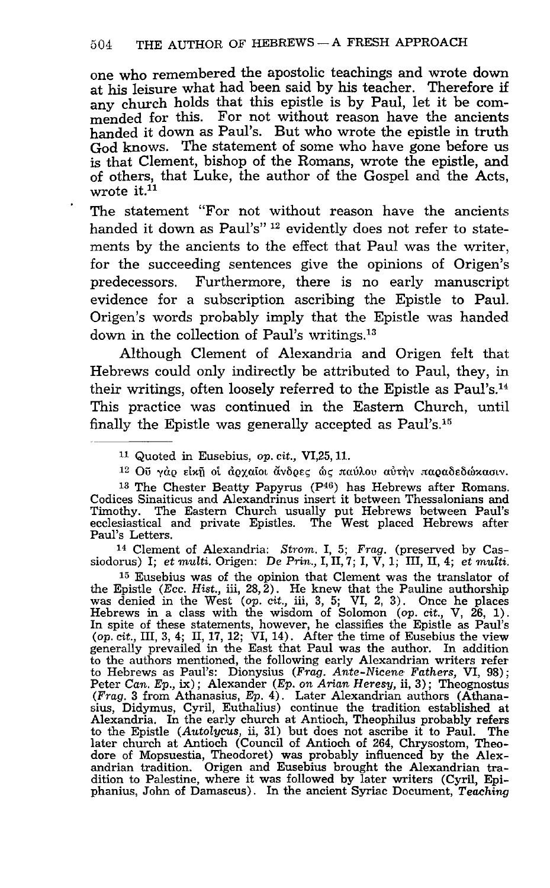one who remembered the apostolic teachings and wrote down at his leisure what had been said by his teacher. Therefore if any church holds that this epistle is by Paul, let it be commended for this. For not without reason have the ancients handed it down as Paul's. But who wrote the epistle in truth God knows. The statement of some who have gone before us is that Clement, bishop of the Romans, wrote the epistle, and of others, that Luke, the author of the Gospel and the Acts, wrote it.[11]

The statement "For not without reason have the ancients handed it down as Paul's" [12] evidently does not refer to statements by the ancients to the effect that Paul was the writer, for the succeeding sentences give the opinions of Origen's predecessors. Furthermore, there is no early manuscript evidence for a subscription ascribing the Epistle to Paul. Origen's words probably imply that the Epistle was handed down in the collection of Paul's writings.[13]

Although Clement of Alexandria and Origen felt that Hebrews could only indirectly be attributed to Paul, they, in their writings, often loosely referred to the Epistle as Paul's.[14] This practice was continued in the Eastern Church, until finally the Epistle was generally accepted as Paul's.[15]

---

[11] Quoted in Eusebius, *op. cit.,* VI,25, 11.

[12] Οὐ γὰρ εἰκῇ οἱ ἀρχαῖοι ἄνδρες ὡς παύλου αὐτὴν παραδεδώκασιν.

[13] The Chester Beatty Papyrus (P[46]) has Hebrews after Romans. Codices Sinaiticus and Alexandrinus insert it between Thessalonians and Timothy. The Eastern Church usually put Hebrews between Paul's ecclesiastical and private Epistles. The West placed Hebrews after Paul's Letters.

[14] Clement of Alexandria: *Strom.* I, 5; *Frag.* (preserved by Cassiodorus) I; *et multi.* Origen: *De Prin.,* I, II, 7; I, V, 1; III, II, 4; *et multi.*

[15] Eusebius was of the opinion that Clement was the translator of the Epistle (*Ecc. Hist.,* iii, 28, 2). He knew that the Pauline authorship was denied in the West (*op. cit.,* iii, 3, 5; VI, 2, 3). Once he places Hebrews in a class with the wisdom of Solomon (*op. cit.,* V, 26, 1). In spite of these statements, however, he classifies the Epistle as Paul's (*op. cit.,* III, 3, 4; II, 17, 12; VI, 14). After the time of Eusebius the view generally prevailed in the East that Paul was the author. In addition to the authors mentioned, the following early Alexandrian writers refer to Hebrews as Paul's: Dionysius (*Frag. Ante-Nicene Fathers,* VI, 98); Peter *Can. Ep.,* ix); Alexander (*Ep. on Arian Heresy,* ii, 3); Theognostus (*Frag.* 3 from Athanasius, *Ep.* 4). Later Alexandrian authors (Athanasius, Didymus, Cyril, Euthalius) continue the tradition established at Alexandria. In the early church at Antioch, Theophilus probably refers to the Epistle (*Autolycus,* ii, 31) but does not ascribe it to Paul. The later church at Antioch (Council of Antioch of 264, Chrysostom, Theodore of Mopsuestia, Theodoret) was probably influenced by the Alexandrian tradition. Origen and Eusebius brought the Alexandrian tradition to Palestine, where it was followed by later writers (Cyril, Epiphanius, John of Damascus). In the ancient Syriac Document, *Teaching*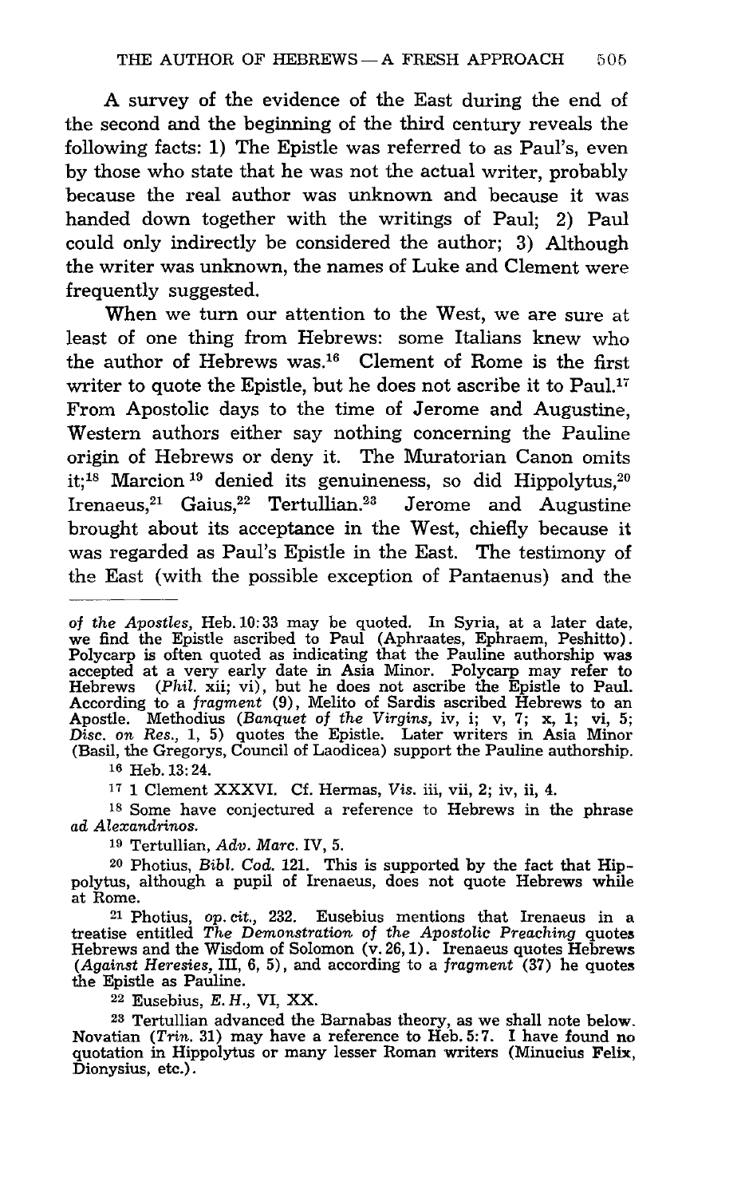A survey of the evidence of the East during the end of the second and the beginning of the third century reveals the following facts: 1) The Epistle was referred to as Paul's, even by those who state that he was not the actual writer, probably because the real author was unknown and because it was handed down together with the writings of Paul; 2) Paul could only indirectly be considered the author; 3) Although the writer was unknown, the names of Luke and Clement were frequently suggested.

When we turn our attention to the West, we are sure at least of one thing from Hebrews: some Italians knew who the author of Hebrews was.[16] Clement of Rome is the first writer to quote the Epistle, but he does not ascribe it to Paul.[17] From Apostolic days to the time of Jerome and Augustine, Western authors either say nothing concerning the Pauline origin of Hebrews or deny it. The Muratorian Canon omits it;[18] Marcion[19] denied its genuineness, so did Hippolytus,[20] Irenaeus,[21] Gaius,[22] Tertullian.[23] Jerome and Augustine brought about its acceptance in the West, chiefly because it was regarded as Paul's Epistle in the East. The testimony of the East (with the possible exception of Pantaenus) and the

---

*of the Apostles*, Heb. 10:33 may be quoted. In Syria, at a later date, we find the Epistle ascribed to Paul (Aphraates, Ephraem, Peshitto). Polycarp is often quoted as indicating that the Pauline authorship was accepted at a very early date in Asia Minor. Polycarp may refer to Hebrews (*Phil.* xii; vi), but he does not ascribe the Epistle to Paul. According to a *fragment* (9), Melito of Sardis ascribed Hebrews to an Apostle. Methodius (*Banquet of the Virgins*, iv, i; v, 7; x, 1; vi, 5; *Disc. on Res.*, 1, 5) quotes the Epistle. Later writers in Asia Minor (Basil, the Gregorys, Council of Laodicea) support the Pauline authorship.

[16] Heb. 13:24.

[17] 1 Clement XXXVI. Cf. Hermas, *Vis.* iii, vii, 2; iv, ii, 4.

[18] Some have conjectured a reference to Hebrews in the phrase *ad Alexandrinos*.

[19] Tertullian, *Adv. Marc.* IV, 5.

[20] Photius, *Bibl. Cod.* 121. This is supported by the fact that Hippolytus, although a pupil of Irenaeus, does not quote Hebrews while at Rome.

[21] Photius, *op. cit.*, 232. Eusebius mentions that Irenaeus in a treatise entitled *The Demonstration of the Apostolic Preaching* quotes Hebrews and the Wisdom of Solomon (v. 26, 1). Irenaeus quotes Hebrews (*Against Heresies*, III, 6, 5), and according to a *fragment* (37) he quotes the Epistle as Pauline.

[22] Eusebius, *E. H.*, VI, XX.

[23] Tertullian advanced the Barnabas theory, as we shall note below. Novatian (*Trin.* 31) may have a reference to Heb. 5:7. I have found no quotation in Hippolytus or many lesser Roman writers (Minucius Felix, Dionysius, etc.).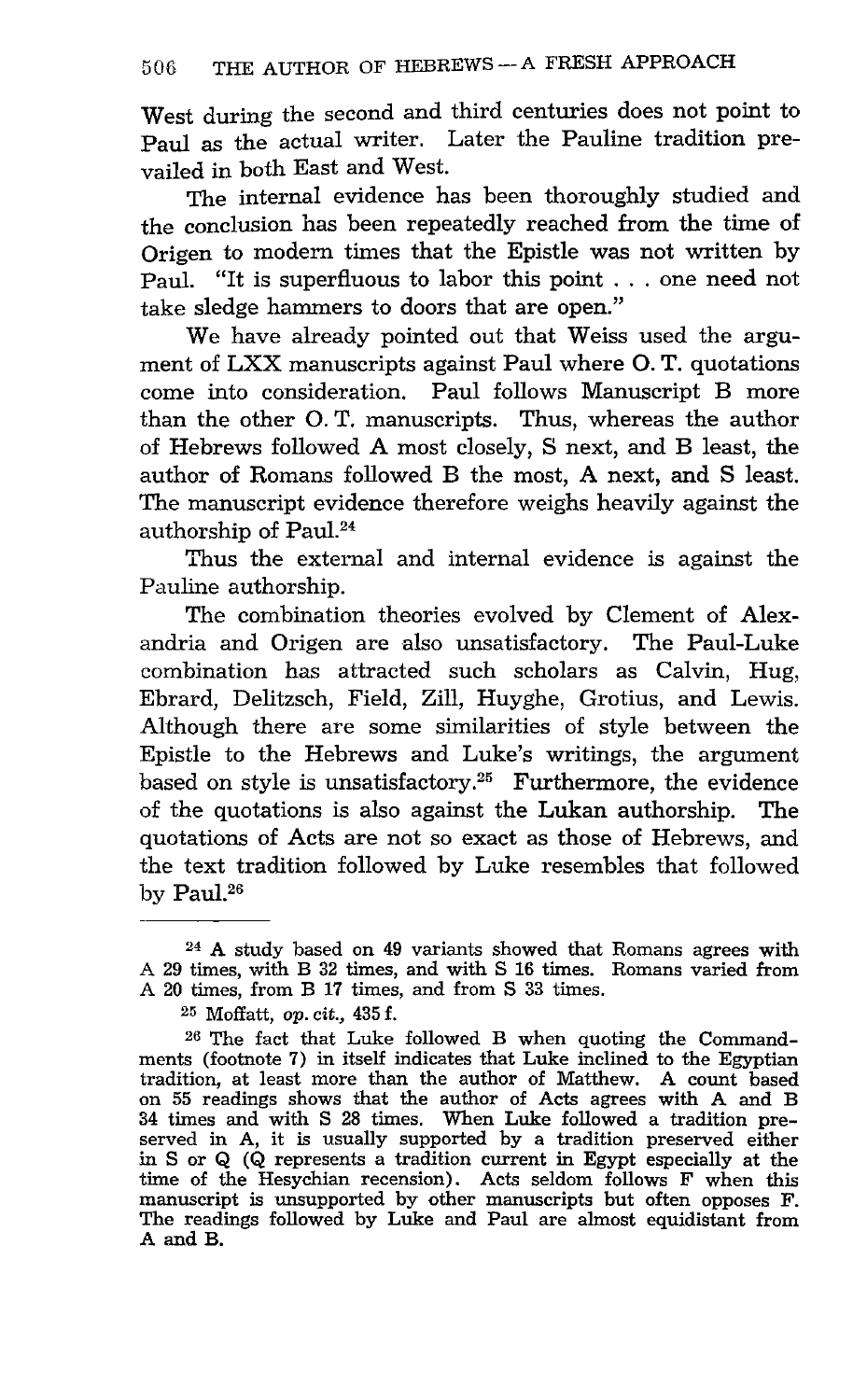West during the second and third centuries does not point to Paul as the actual writer. Later the Pauline tradition prevailed in both East and West.

The internal evidence has been thoroughly studied and the conclusion has been repeatedly reached from the time of Origen to modern times that the Epistle was not written by Paul. "It is superfluous to labor this point . . . one need not take sledge hammers to doors that are open."

We have already pointed out that Weiss used the argument of LXX manuscripts against Paul where O. T. quotations come into consideration. Paul follows Manuscript B more than the other O. T. manuscripts. Thus, whereas the author of Hebrews followed A most closely, S next, and B least, the author of Romans followed B the most, A next, and S least. The manuscript evidence therefore weighs heavily against the authorship of Paul.[24]

Thus the external and internal evidence is against the Pauline authorship.

The combination theories evolved by Clement of Alexandria and Origen are also unsatisfactory. The Paul-Luke combination has attracted such scholars as Calvin, Hug, Ebrard, Delitzsch, Field, Zill, Huyghe, Grotius, and Lewis. Although there are some similarities of style between the Epistle to the Hebrews and Luke's writings, the argument based on style is unsatisfactory.[25] Furthermore, the evidence of the quotations is also against the Lukan authorship. The quotations of Acts are not so exact as those of Hebrews, and the text tradition followed by Luke resembles that followed by Paul.[26]

---

[24] A study based on 49 variants showed that Romans agrees with A 29 times, with B 32 times, and with S 16 times. Romans varied from A 20 times, from B 17 times, and from S 33 times.

[25] Moffatt, *op. cit.*, 435 f.

[26] The fact that Luke followed B when quoting the Commandments (footnote 7) in itself indicates that Luke inclined to the Egyptian tradition, at least more than the author of Matthew. A count based on 55 readings shows that the author of Acts agrees with A and B 34 times and with S 28 times. When Luke followed a tradition preserved in A, it is usually supported by a tradition preserved either in S or Q (Q represents a tradition current in Egypt especially at the time of the Hesychian recension). Acts seldom follows F when this manuscript is unsupported by other manuscripts but often opposes F. The readings followed by Luke and Paul are almost equidistant from A and B.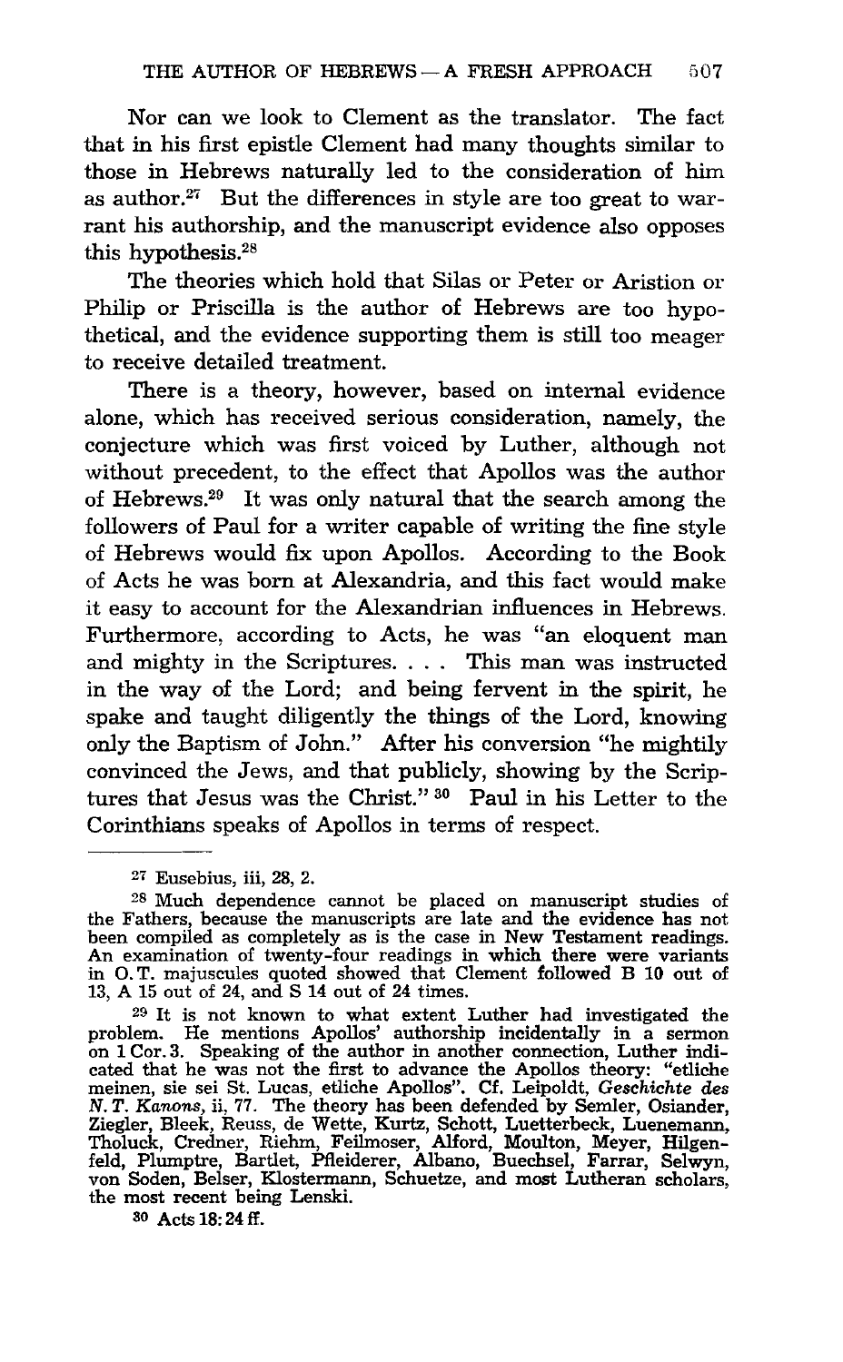Nor can we look to Clement as the translator. The fact that in his first epistle Clement had many thoughts similar to those in Hebrews naturally led to the consideration of him as author.[27] But the differences in style are too great to warrant his authorship, and the manuscript evidence also opposes this hypothesis.[28]

The theories which hold that Silas or Peter or Aristion or Philip or Priscilla is the author of Hebrews are too hypothetical, and the evidence supporting them is still too meager to receive detailed treatment.

There is a theory, however, based on internal evidence alone, which has received serious consideration, namely, the conjecture which was first voiced by Luther, although not without precedent, to the effect that Apollos was the author of Hebrews.[29] It was only natural that the search among the followers of Paul for a writer capable of writing the fine style of Hebrews would fix upon Apollos. According to the Book of Acts he was born at Alexandria, and this fact would make it easy to account for the Alexandrian influences in Hebrews. Furthermore, according to Acts, he was "an eloquent man and mighty in the Scriptures. . . . This man was instructed in the way of the Lord; and being fervent in the spirit, he spake and taught diligently the things of the Lord, knowing only the Baptism of John." After his conversion "he mightily convinced the Jews, and that publicly, showing by the Scriptures that Jesus was the Christ." [30] Paul in his Letter to the Corinthians speaks of Apollos in terms of respect.

---

[27] Eusebius, iii, 28, 2.

[28] Much dependence cannot be placed on manuscript studies of the Fathers, because the manuscripts are late and the evidence has not been compiled as completely as is the case in New Testament readings. An examination of twenty-four readings in which there were variants in O.T. majuscules quoted showed that Clement followed B 10 out of 13, A 15 out of 24, and S 14 out of 24 times.

[29] It is not known to what extent Luther had investigated the problem. He mentions Apollos' authorship incidentally in a sermon on 1 Cor. 3. Speaking of the author in another connection, Luther indicated that he was not the first to advance the Apollos theory: "etliche meinen, sie sei St. Lucas, etliche Apollos". Cf. Leipoldt, *Geschichte des N.T. Kanons*, ii, 77. The theory has been defended by Semler, Osiander, Ziegler, Bleek, Reuss, de Wette, Kurtz, Schott, Luetterbeck, Luenemann, Tholuck, Credner, Riehm, Feilmoser, Alford, Moulton, Meyer, Hilgenfeld, Plumptre, Bartlet, Pfleiderer, Albano, Buechsel, Farrar, Selwyn, von Soden, Belser, Klostermann, Schuetze, and most Lutheran scholars, the most recent being Lenski.

[30] Acts 18: 24 ff.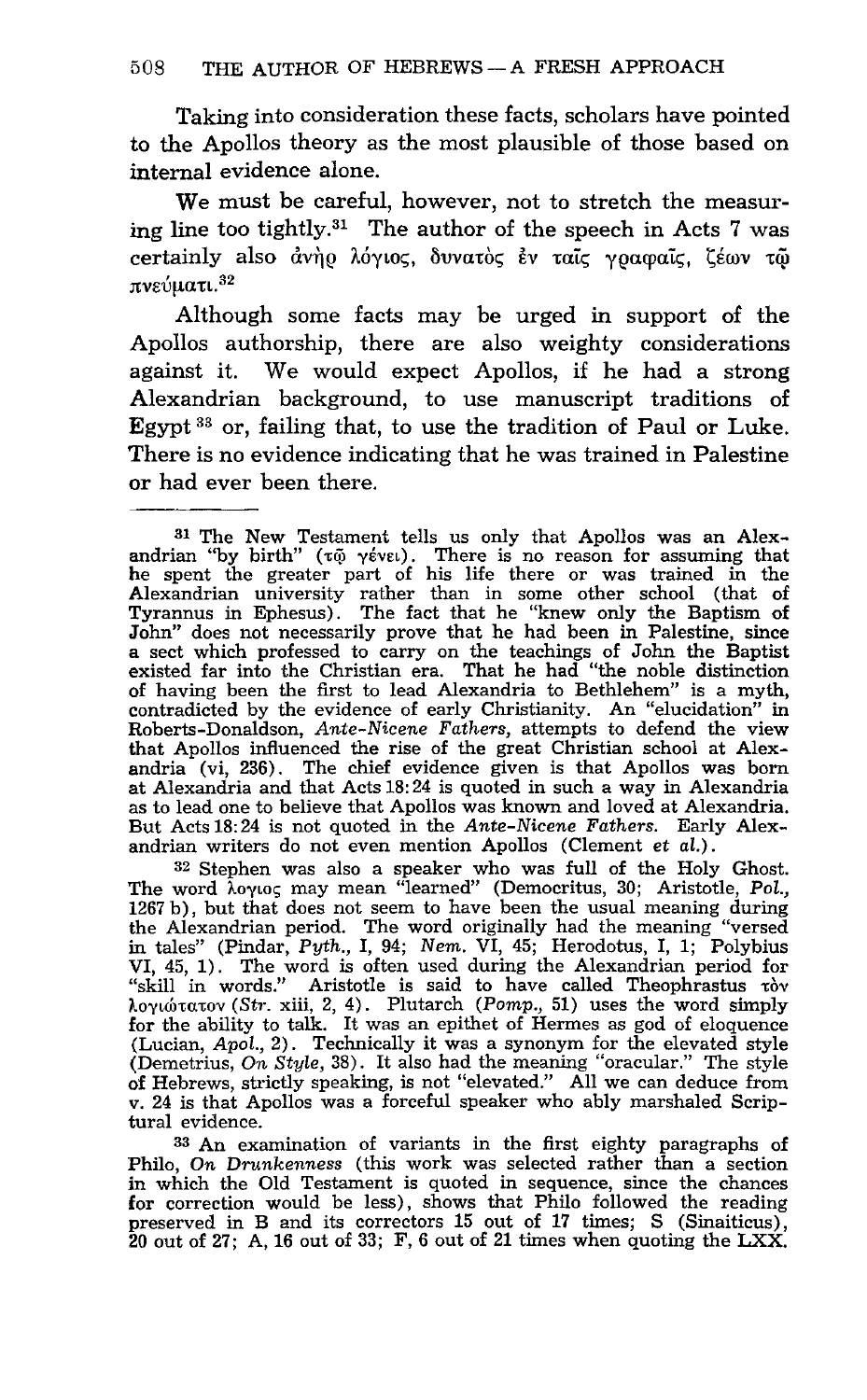Taking into consideration these facts, scholars have pointed to the Apollos theory as the most plausible of those based on internal evidence alone.

We must be careful, however, not to stretch the measuring line too tightly.[31] The author of the speech in Acts 7 was certainly also ἀνὴρ λόγιος, δυνατὸς ἐν ταῖς γραφαῖς, ζέων τῷ πνεύματι.[32]

Although some facts may be urged in support of the Apollos authorship, there are also weighty considerations against it. We would expect Apollos, if he had a strong Alexandrian background, to use manuscript traditions of Egypt[33] or, failing that, to use the tradition of Paul or Luke. There is no evidence indicating that he was trained in Palestine or had ever been there.

---

[31] The New Testament tells us only that Apollos was an Alexandrian "by birth" (τῷ γένει). There is no reason for assuming that he spent the greater part of his life there or was trained in the Alexandrian university rather than in some other school (that of Tyrannus in Ephesus). The fact that he "knew only the Baptism of John" does not necessarily prove that he had been in Palestine, since a sect which professed to carry on the teachings of John the Baptist existed far into the Christian era. That he had "the noble distinction of having been the first to lead Alexandria to Bethlehem" is a myth, contradicted by the evidence of early Christianity. An "elucidation" in Roberts-Donaldson, *Ante-Nicene Fathers,* attempts to defend the view that Apollos influenced the rise of the great Christian school at Alexandria (vi, 236). The chief evidence given is that Apollos was born at Alexandria and that Acts 18:24 is quoted in such a way in Alexandria as to lead one to believe that Apollos was known and loved at Alexandria. But Acts 18:24 is not quoted in the *Ante-Nicene Fathers.* Early Alexandrian writers do not even mention Apollos (Clement *et al.*).

[32] Stephen was also a speaker who was full of the Holy Ghost. The word λογιος may mean "learned" (Democritus, 30; Aristotle, *Pol.,* 1267 b), but that does not seem to have been the usual meaning during the Alexandrian period. The word originally had the meaning "versed in tales" (Pindar, *Pyth.,* I, 94; *Nem.* VI, 45; Herodotus, I, 1; Polybius VI, 45, 1). The word is often used during the Alexandrian period for "skill in words." Aristotle is said to have called Theophrastus τὸν λογιώτατον (*Str.* xiii, 2, 4). Plutarch (*Pomp.,* 51) uses the word simply for the ability to talk. It was an epithet of Hermes as god of eloquence (Lucian, *Apol.,* 2). Technically it was a synonym for the elevated style (Demetrius, *On Style,* 38). It also had the meaning "oracular." The style of Hebrews, strictly speaking, is not "elevated." All we can deduce from v. 24 is that Apollos was a forceful speaker who ably marshaled Scriptural evidence.

[33] An examination of variants in the first eighty paragraphs of Philo, *On Drunkenness* (this work was selected rather than a section in which the Old Testament is quoted in sequence, since the chances for correction would be less), shows that Philo followed the reading preserved in B and its correctors 15 out of 17 times; S (Sinaiticus), 20 out of 27; A, 16 out of 33; F, 6 out of 21 times when quoting the LXX.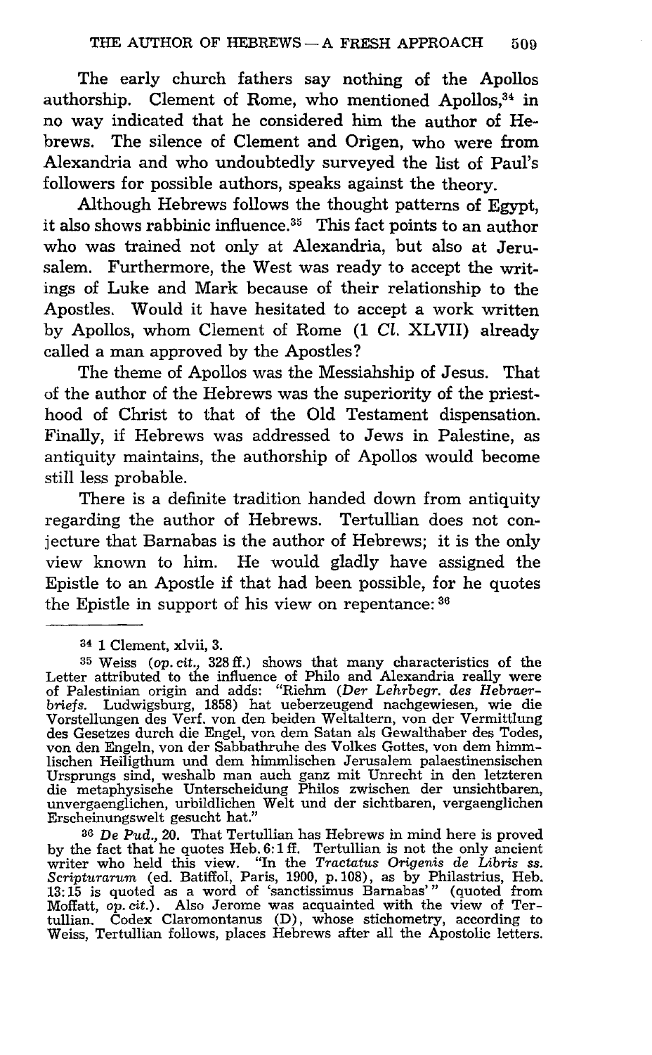The early church fathers say nothing of the Apollos authorship. Clement of Rome, who mentioned Apollos,[34] in no way indicated that he considered him the author of Hebrews. The silence of Clement and Origen, who were from Alexandria and who undoubtedly surveyed the list of Paul's followers for possible authors, speaks against the theory.

Although Hebrews follows the thought patterns of Egypt, it also shows rabbinic influence.[35] This fact points to an author who was trained not only at Alexandria, but also at Jerusalem. Furthermore, the West was ready to accept the writings of Luke and Mark because of their relationship to the Apostles. Would it have hesitated to accept a work written by Apollos, whom Clement of Rome (1 *Cl.* XLVII) already called a man approved by the Apostles?

The theme of Apollos was the Messiahship of Jesus. That of the author of the Hebrews was the superiority of the priesthood of Christ to that of the Old Testament dispensation. Finally, if Hebrews was addressed to Jews in Palestine, as antiquity maintains, the authorship of Apollos would become still less probable.

There is a definite tradition handed down from antiquity regarding the author of Hebrews. Tertullian does not conjecture that Barnabas is the author of Hebrews; it is the only view known to him. He would gladly have assigned the Epistle to an Apostle if that had been possible, for he quotes the Epistle in support of his view on repentance:[36]

---

[34] 1 Clement, xlvii, 3.

[35] Weiss (*op. cit.*, 328 ff.) shows that many characteristics of the Letter attributed to the influence of Philo and Alexandria really were of Palestinian origin and adds: "Riehm (*Der Lehrbegr. des Hebraerbriefs.* Ludwigsburg, 1858) hat ueberzeugend nachgewiesen, wie die Vorstellungen des Verf. von den beiden Weltaltern, von der Vermittlung des Gesetzes durch die Engel, von dem Satan als Gewalthaber des Todes, von den Engeln, von der Sabbathruhe des Volkes Gottes, von dem himmlischen Heiligthum und dem himmlischen Jerusalem palaestinensischen Ursprungs sind, weshalb man auch ganz mit Unrecht in den letzteren die metaphysische Unterscheidung Philos zwischen der unsichtbaren, unvergaenglichen, urbildlichen Welt und der sichtbaren, vergaenglichen Erscheinungswelt gesucht hat."

[36] *De Pud.*, 20. That Tertullian has Hebrews in mind here is proved by the fact that he quotes Heb. 6:1 ff. Tertullian is not the only ancient writer who held this view. "In the *Tractatus Origenis de Libris ss. Scripturarum* (ed. Batiffol, Paris, 1900, p. 108), as by Philastrius, Heb. 13:15 is quoted as a word of 'sanctissimus Barnabas'" (quoted from Moffatt, *op. cit.*). Also Jerome was acquainted with the view of Tertullian. Codex Claromontanus (D), whose stichometry, according to Weiss, Tertullian follows, places Hebrews after all the Apostolic letters.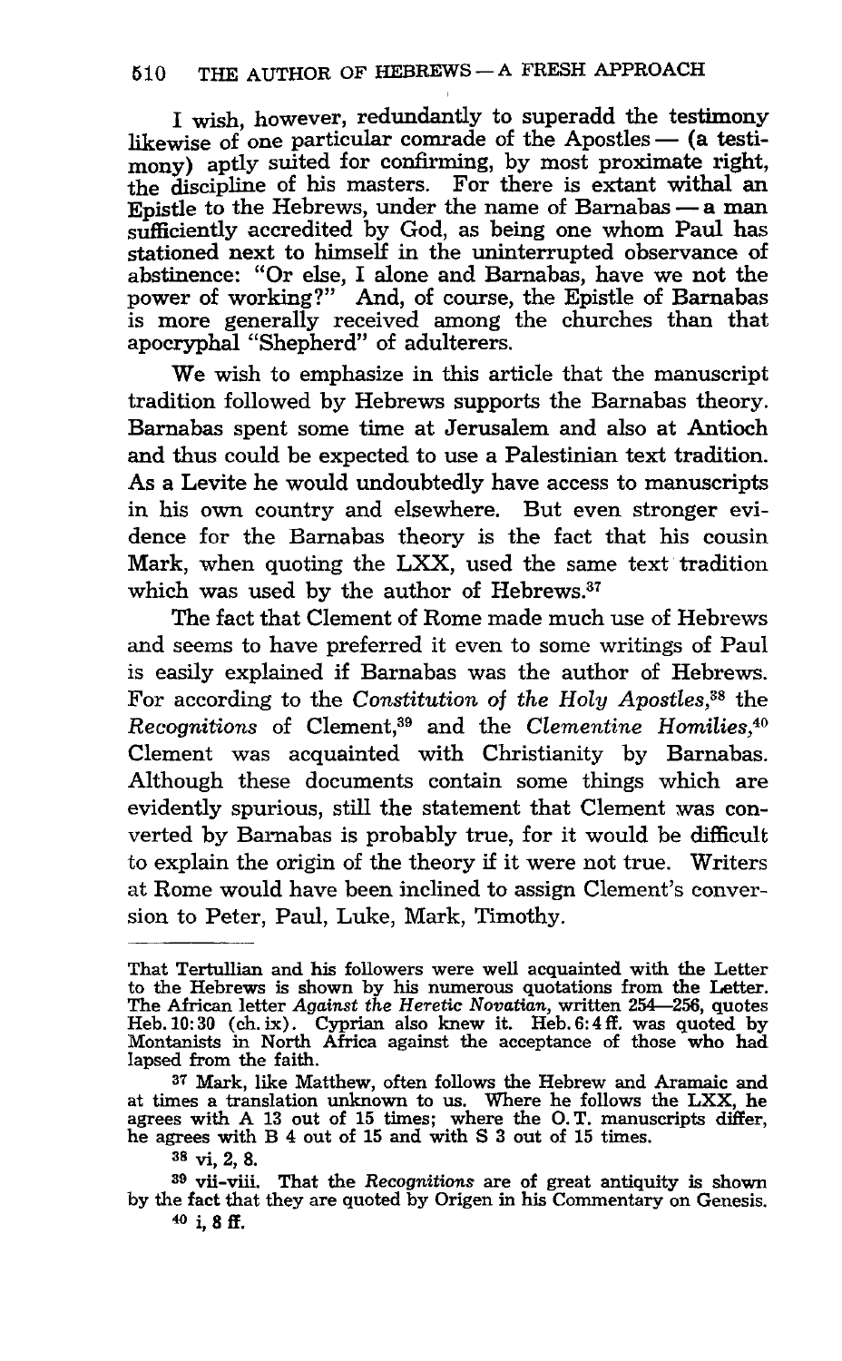I wish, however, redundantly to superadd the testimony likewise of one particular comrade of the Apostles — (a testimony) aptly suited for confirming, by most proximate right, the discipline of his masters. For there is extant withal an Epistle to the Hebrews, under the name of Barnabas — a man sufficiently accredited by God, as being one whom Paul has stationed next to himself in the uninterrupted observance of abstinence: "Or else, I alone and Barnabas, have we not the power of working?" And, of course, the Epistle of Barnabas is more generally received among the churches than that apocryphal "Shepherd" of adulterers.

We wish to emphasize in this article that the manuscript tradition followed by Hebrews supports the Barnabas theory. Barnabas spent some time at Jerusalem and also at Antioch and thus could be expected to use a Palestinian text tradition. As a Levite he would undoubtedly have access to manuscripts in his own country and elsewhere. But even stronger evidence for the Barnabas theory is the fact that his cousin Mark, when quoting the LXX, used the same text tradition which was used by the author of Hebrews.[37]

The fact that Clement of Rome made much use of Hebrews and seems to have preferred it even to some writings of Paul is easily explained if Barnabas was the author of Hebrews. For according to the *Constitution of the Holy Apostles*,[38] the *Recognitions* of Clement,[39] and the *Clementine Homilies*,[40] Clement was acquainted with Christianity by Barnabas. Although these documents contain some things which are evidently spurious, still the statement that Clement was converted by Barnabas is probably true, for it would be difficult to explain the origin of the theory if it were not true. Writers at Rome would have been inclined to assign Clement's conversion to Peter, Paul, Luke, Mark, Timothy.

---

That Tertullian and his followers were well acquainted with the Letter to the Hebrews is shown by his numerous quotations from the Letter. The African letter *Against the Heretic Novatian*, written 254—256, quotes Heb. 10:30 (ch. ix). Cyprian also knew it. Heb. 6:4 ff. was quoted by Montanists in North Africa against the acceptance of those who had lapsed from the faith.

[37] Mark, like Matthew, often follows the Hebrew and Aramaic and at times a translation unknown to us. Where he follows the LXX, he agrees with A 13 out of 15 times; where the O.T. manuscripts differ, he agrees with B 4 out of 15 and with S 3 out of 15 times.

[38] vi, 2, 8.

[39] vii-viii. That the *Recognitions* are of great antiquity is shown by the fact that they are quoted by Origen in his Commentary on Genesis.

[40] i, 8 ff.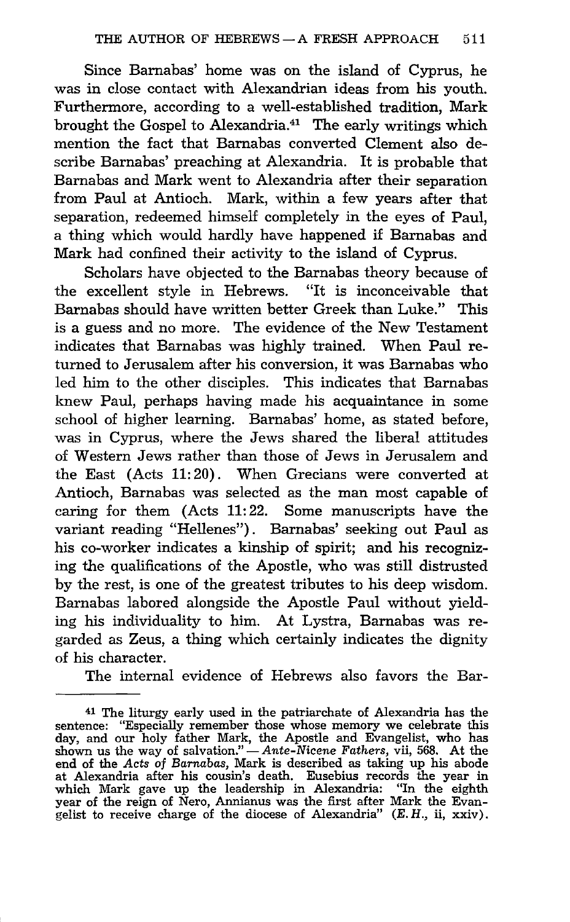Since Barnabas' home was on the island of Cyprus, he was in close contact with Alexandrian ideas from his youth. Furthermore, according to a well-established tradition, Mark brought the Gospel to Alexandria.[41] The early writings which mention the fact that Barnabas converted Clement also describe Barnabas' preaching at Alexandria. It is probable that Barnabas and Mark went to Alexandria after their separation from Paul at Antioch. Mark, within a few years after that separation, redeemed himself completely in the eyes of Paul, a thing which would hardly have happened if Barnabas and Mark had confined their activity to the island of Cyprus.

Scholars have objected to the Barnabas theory because of the excellent style in Hebrews. "It is inconceivable that Barnabas should have written better Greek than Luke." This is a guess and no more. The evidence of the New Testament indicates that Barnabas was highly trained. When Paul returned to Jerusalem after his conversion, it was Barnabas who led him to the other disciples. This indicates that Barnabas knew Paul, perhaps having made his acquaintance in some school of higher learning. Barnabas' home, as stated before, was in Cyprus, where the Jews shared the liberal attitudes of Western Jews rather than those of Jews in Jerusalem and the East (Acts 11:20). When Grecians were converted at Antioch, Barnabas was selected as the man most capable of caring for them (Acts 11:22. Some manuscripts have the variant reading "Hellenes"). Barnabas' seeking out Paul as his co-worker indicates a kinship of spirit; and his recognizing the qualifications of the Apostle, who was still distrusted by the rest, is one of the greatest tributes to his deep wisdom. Barnabas labored alongside the Apostle Paul without yielding his individuality to him. At Lystra, Barnabas was regarded as Zeus, a thing which certainly indicates the dignity of his character.

The internal evidence of Hebrews also favors the Bar-

---

[41] The liturgy early used in the patriarchate of Alexandria has the sentence: "Especially remember those whose memory we celebrate this day, and our holy father Mark, the Apostle and Evangelist, who has shown us the way of salvation." — *Ante-Nicene Fathers*, vii, 568. At the end of the *Acts of Barnabas*, Mark is described as taking up his abode at Alexandria after his cousin's death. Eusebius records the year in which Mark gave up the leadership in Alexandria: "In the eighth year of the reign of Nero, Annianus was the first after Mark the Evangelist to receive charge of the diocese of Alexandria" (*E. H.*, ii, xxiv).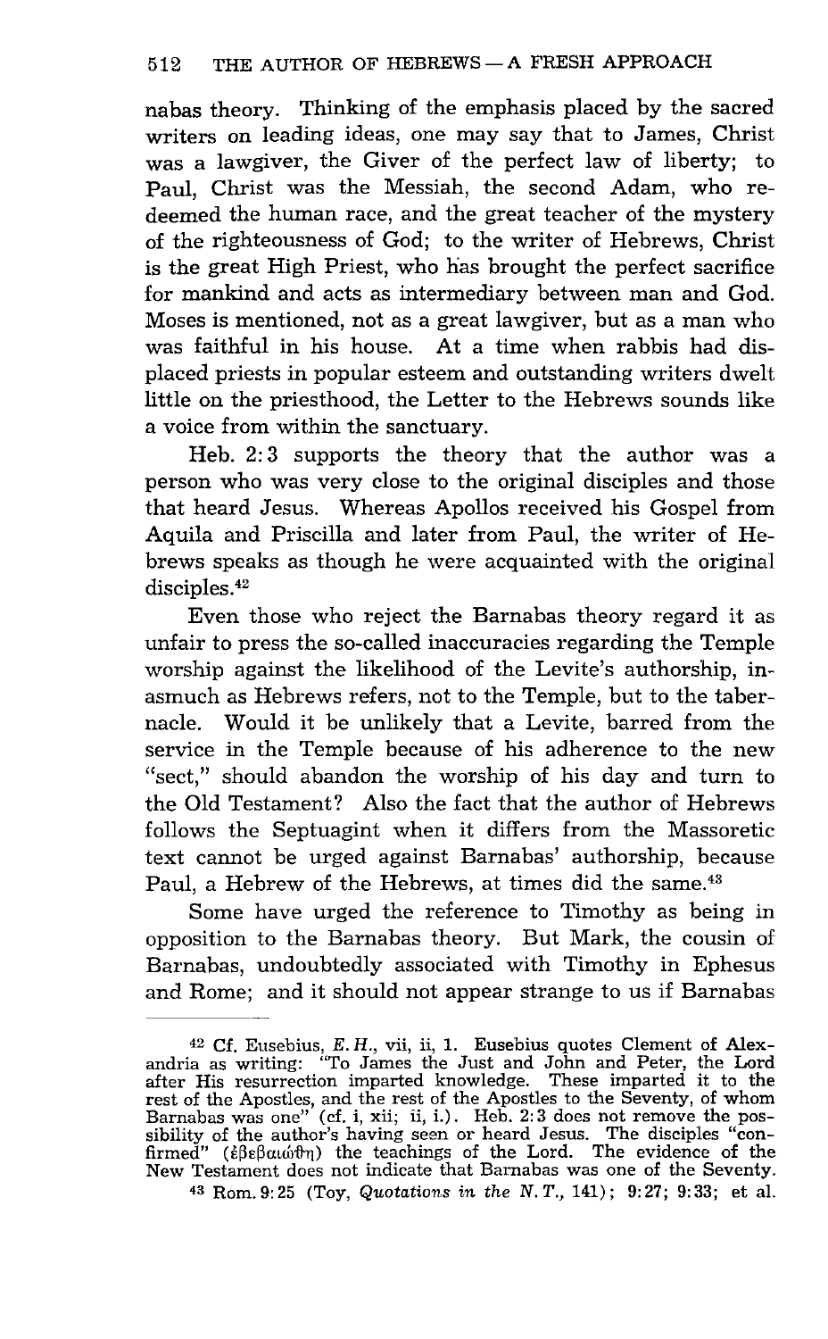nabas theory. Thinking of the emphasis placed by the sacred writers on leading ideas, one may say that to James, Christ was a lawgiver, the Giver of the perfect law of liberty; to Paul, Christ was the Messiah, the second Adam, who redeemed the human race, and the great teacher of the mystery of the righteousness of God; to the writer of Hebrews, Christ is the great High Priest, who has brought the perfect sacrifice for mankind and acts as intermediary between man and God. Moses is mentioned, not as a great lawgiver, but as a man who was faithful in his house. At a time when rabbis had displaced priests in popular esteem and outstanding writers dwelt little on the priesthood, the Letter to the Hebrews sounds like a voice from within the sanctuary.

Heb. 2:3 supports the theory that the author was a person who was very close to the original disciples and those that heard Jesus. Whereas Apollos received his Gospel from Aquila and Priscilla and later from Paul, the writer of Hebrews speaks as though he were acquainted with the original disciples.[42]

Even those who reject the Barnabas theory regard it as unfair to press the so-called inaccuracies regarding the Temple worship against the likelihood of the Levite's authorship, inasmuch as Hebrews refers, not to the Temple, but to the tabernacle. Would it be unlikely that a Levite, barred from the service in the Temple because of his adherence to the new "sect," should abandon the worship of his day and turn to the Old Testament? Also the fact that the author of Hebrews follows the Septuagint when it differs from the Massoretic text cannot be urged against Barnabas' authorship, because Paul, a Hebrew of the Hebrews, at times did the same.[43]

Some have urged the reference to Timothy as being in opposition to the Barnabas theory. But Mark, the cousin of Barnabas, undoubtedly associated with Timothy in Ephesus and Rome; and it should not appear strange to us if Barnabas

---

[42] Cf. Eusebius, *E. H.*, vii, ii, 1. Eusebius quotes Clement of Alexandria as writing: "To James the Just and John and Peter, the Lord after His resurrection imparted knowledge. These imparted it to the rest of the Apostles, and the rest of the Apostles to the Seventy, of whom Barnabas was one" (cf. i, xii; ii, i.). Heb. 2:3 does not remove the possibility of the author's having seen or heard Jesus. The disciples "confirmed" (ἐβεβαιώθη) the teachings of the Lord. The evidence of the New Testament does not indicate that Barnabas was one of the Seventy.

[43] Rom. 9:25 (Toy, *Quotations in the N. T.*, 141); 9:27; 9:33; et al.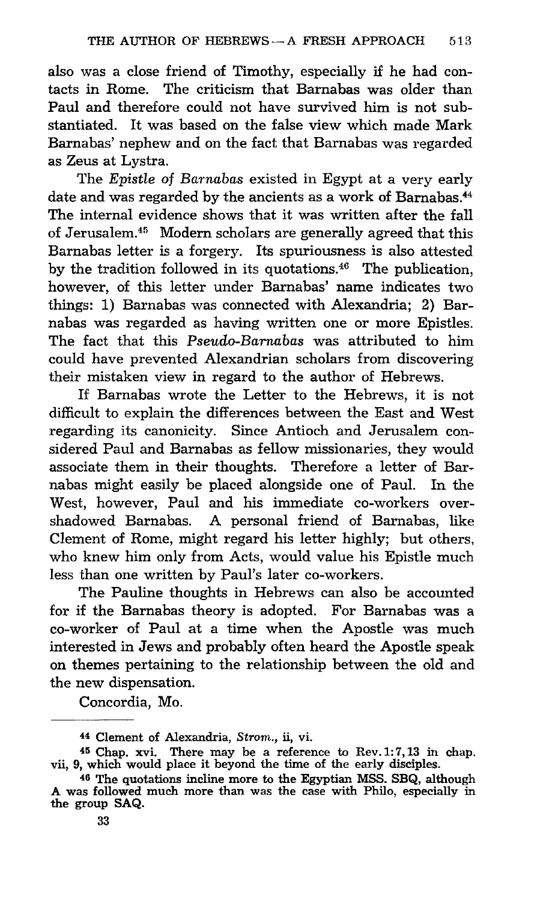also was a close friend of Timothy, especially if he had contacts in Rome. The criticism that Barnabas was older than Paul and therefore could not have survived him is not substantiated. It was based on the false view which made Mark Barnabas' nephew and on the fact that Barnabas was regarded as Zeus at Lystra.

The *Epistle of Barnabas* existed in Egypt at a very early date and was regarded by the ancients as a work of Barnabas.[44] The internal evidence shows that it was written after the fall of Jerusalem.[45] Modern scholars are generally agreed that this Barnabas letter is a forgery. Its spuriousness is also attested by the tradition followed in its quotations.[46] The publication, however, of this letter under Barnabas' name indicates two things: 1) Barnabas was connected with Alexandria; 2) Barnabas was regarded as having written one or more Epistles. The fact that this *Pseudo-Barnabas* was attributed to him could have prevented Alexandrian scholars from discovering their mistaken view in regard to the author of Hebrews.

If Barnabas wrote the Letter to the Hebrews, it is not difficult to explain the differences between the East and West regarding its canonicity. Since Antioch and Jerusalem considered Paul and Barnabas as fellow missionaries, they would associate them in their thoughts. Therefore a letter of Barnabas might easily be placed alongside one of Paul. In the West, however, Paul and his immediate co-workers overshadowed Barnabas. A personal friend of Barnabas, like Clement of Rome, might regard his letter highly; but others, who knew him only from Acts, would value his Epistle much less than one written by Paul's later co-workers.

The Pauline thoughts in Hebrews can also be accounted for if the Barnabas theory is adopted. For Barnabas was a co-worker of Paul at a time when the Apostle was much interested in Jews and probably often heard the Apostle speak on themes pertaining to the relationship between the old and the new dispensation.

Concordia, Mo.

---

[44] Clement of Alexandria, *Strom.*, ii, vi.

[45] Chap. xvi. There may be a reference to Rev. 1:7, 13 in chap. vii, 9, which would place it beyond the time of the early disciples.

[46] The quotations incline more to the Egyptian MSS. SBQ, although A was followed much more than was the case with Philo, especially in the group SAQ.